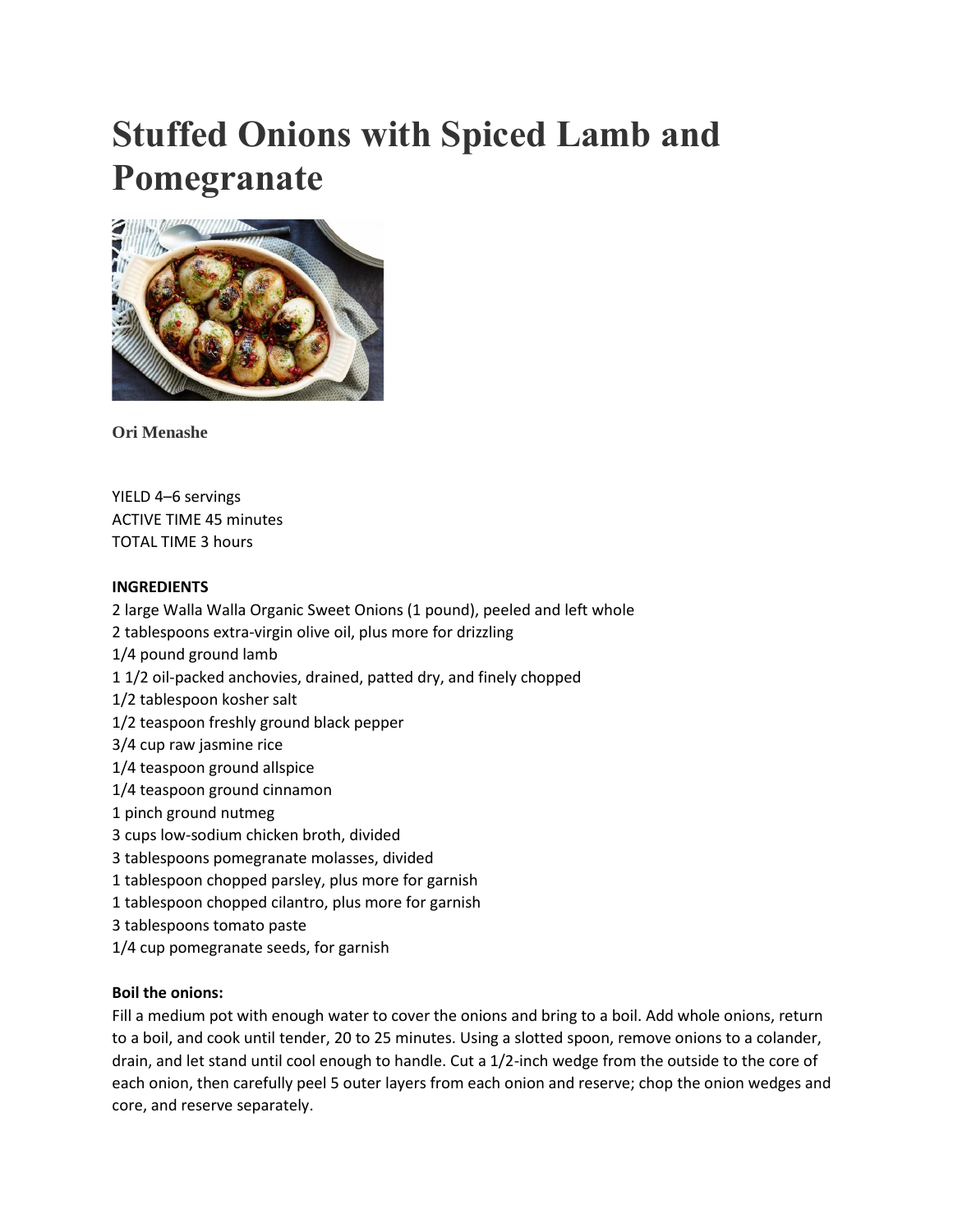# Stuffed Onions with Spiced Lamb and Pomegranate

**Ori Menashe**

YIELD 4–6 servings
ACTIVE TIME 45 minutes
TOTAL TIME 3 hours

**INGREDIENTS**

2 large Walla Walla Organic Sweet Onions (1 pound), peeled and left whole
2 tablespoons extra-virgin olive oil, plus more for drizzling
1/4 pound ground lamb
1 1/2 oil-packed anchovies, drained, patted dry, and finely chopped
1/2 tablespoon kosher salt
1/2 teaspoon freshly ground black pepper
3/4 cup raw jasmine rice
1/4 teaspoon ground allspice
1/4 teaspoon ground cinnamon
1 pinch ground nutmeg
3 cups low-sodium chicken broth, divided
3 tablespoons pomegranate molasses, divided
1 tablespoon chopped parsley, plus more for garnish
1 tablespoon chopped cilantro, plus more for garnish
3 tablespoons tomato paste
1/4 cup pomegranate seeds, for garnish

**Boil the onions:**

Fill a medium pot with enough water to cover the onions and bring to a boil. Add whole onions, return to a boil, and cook until tender, 20 to 25 minutes. Using a slotted spoon, remove onions to a colander, drain, and let stand until cool enough to handle. Cut a 1/2-inch wedge from the outside to the core of each onion, then carefully peel 5 outer layers from each onion and reserve; chop the onion wedges and core, and reserve separately.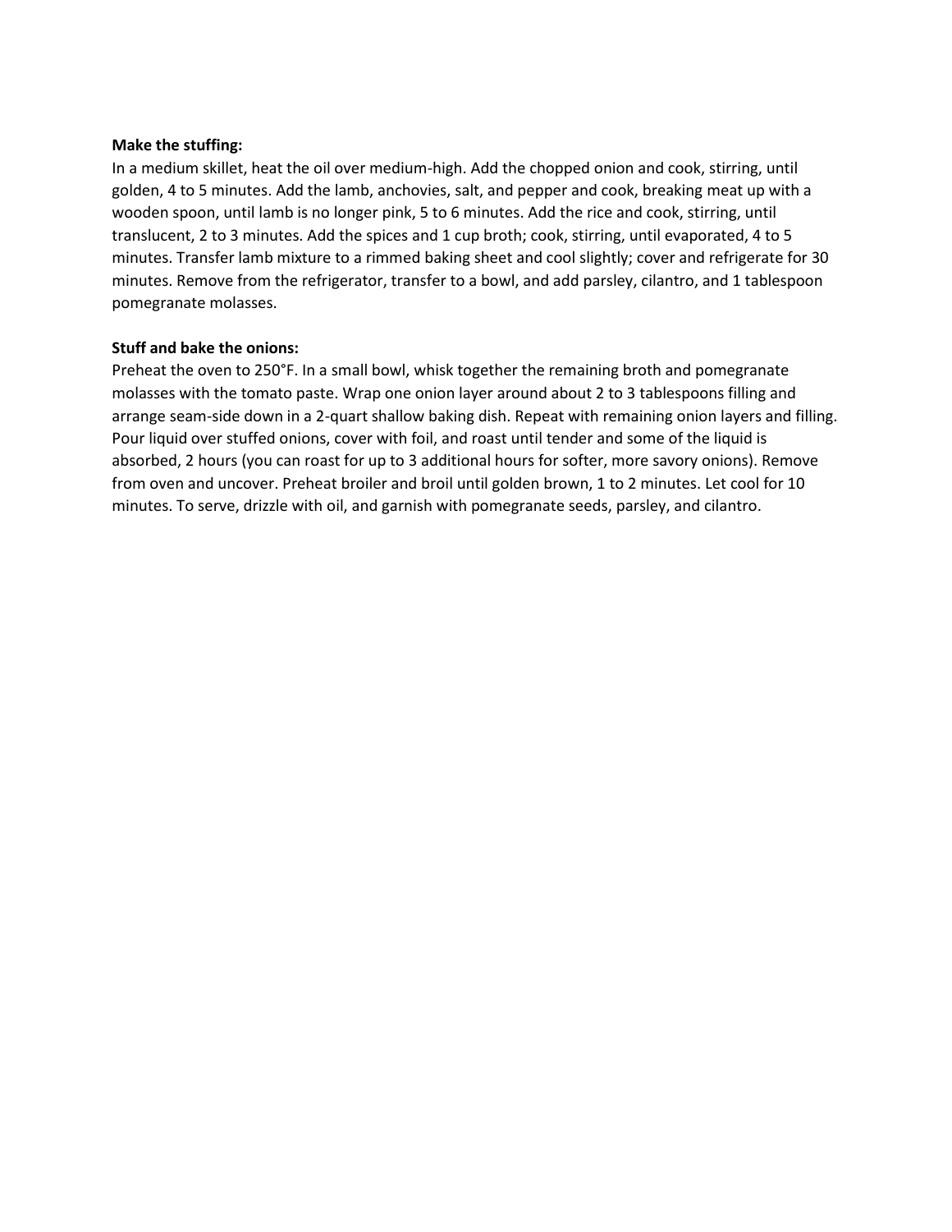**Make the stuffing:**

In a medium skillet, heat the oil over medium-high. Add the chopped onion and cook, stirring, until golden, 4 to 5 minutes. Add the lamb, anchovies, salt, and pepper and cook, breaking meat up with a wooden spoon, until lamb is no longer pink, 5 to 6 minutes. Add the rice and cook, stirring, until translucent, 2 to 3 minutes. Add the spices and 1 cup broth; cook, stirring, until evaporated, 4 to 5 minutes. Transfer lamb mixture to a rimmed baking sheet and cool slightly; cover and refrigerate for 30 minutes. Remove from the refrigerator, transfer to a bowl, and add parsley, cilantro, and 1 tablespoon pomegranate molasses.

**Stuff and bake the onions:**

Preheat the oven to 250°F. In a small bowl, whisk together the remaining broth and pomegranate molasses with the tomato paste. Wrap one onion layer around about 2 to 3 tablespoons filling and arrange seam-side down in a 2-quart shallow baking dish. Repeat with remaining onion layers and filling. Pour liquid over stuffed onions, cover with foil, and roast until tender and some of the liquid is absorbed, 2 hours (you can roast for up to 3 additional hours for softer, more savory onions). Remove from oven and uncover. Preheat broiler and broil until golden brown, 1 to 2 minutes. Let cool for 10 minutes. To serve, drizzle with oil, and garnish with pomegranate seeds, parsley, and cilantro.